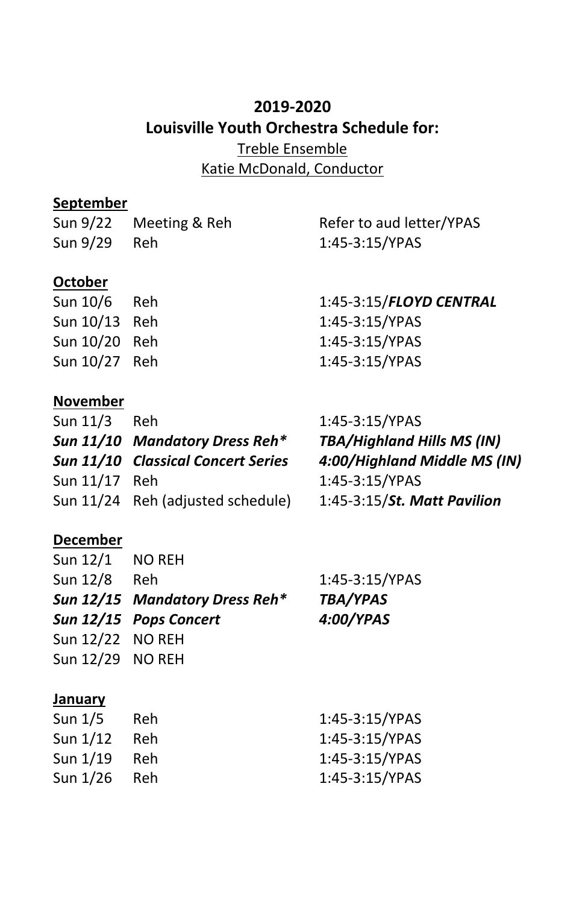**2019-2020**

**Louisville Youth Orchestra Schedule for:**

Treble Ensemble

Katie McDonald, Conductor

**September**

| | | |
|---|---|---|
| Sun 9/22 | Meeting & Reh | Refer to aud letter/YPAS |
| Sun 9/29 | Reh | 1:45-3:15/YPAS |

**October**

| | | |
|---|---|---|
| Sun 10/6 | Reh | 1:45-3:15/***FLOYD CENTRAL*** |
| Sun 10/13 | Reh | 1:45-3:15/YPAS |
| Sun 10/20 | Reh | 1:45-3:15/YPAS |
| Sun 10/27 | Reh | 1:45-3:15/YPAS |

**November**

| | | |
|---|---|---|
| Sun 11/3 | Reh | 1:45-3:15/YPAS |
| ***Sun 11/10*** | ***Mandatory Dress Reh**** | ***TBA/Highland Hills MS (IN)*** |
| ***Sun 11/10*** | ***Classical Concert Series*** | ***4:00/Highland Middle MS (IN)*** |
| Sun 11/17 | Reh | 1:45-3:15/YPAS |
| Sun 11/24 | Reh (adjusted schedule) | 1:45-3:15/***St. Matt Pavilion*** |

**December**

| | | |
|---|---|---|
| Sun 12/1 | NO REH | |
| Sun 12/8 | Reh | 1:45-3:15/YPAS |
| ***Sun 12/15*** | ***Mandatory Dress Reh**** | ***TBA/YPAS*** |
| ***Sun 12/15*** | ***Pops Concert*** | ***4:00/YPAS*** |
| Sun 12/22 | NO REH | |
| Sun 12/29 | NO REH | |

**January**

| | | |
|---|---|---|
| Sun 1/5 | Reh | 1:45-3:15/YPAS |
| Sun 1/12 | Reh | 1:45-3:15/YPAS |
| Sun 1/19 | Reh | 1:45-3:15/YPAS |
| Sun 1/26 | Reh | 1:45-3:15/YPAS |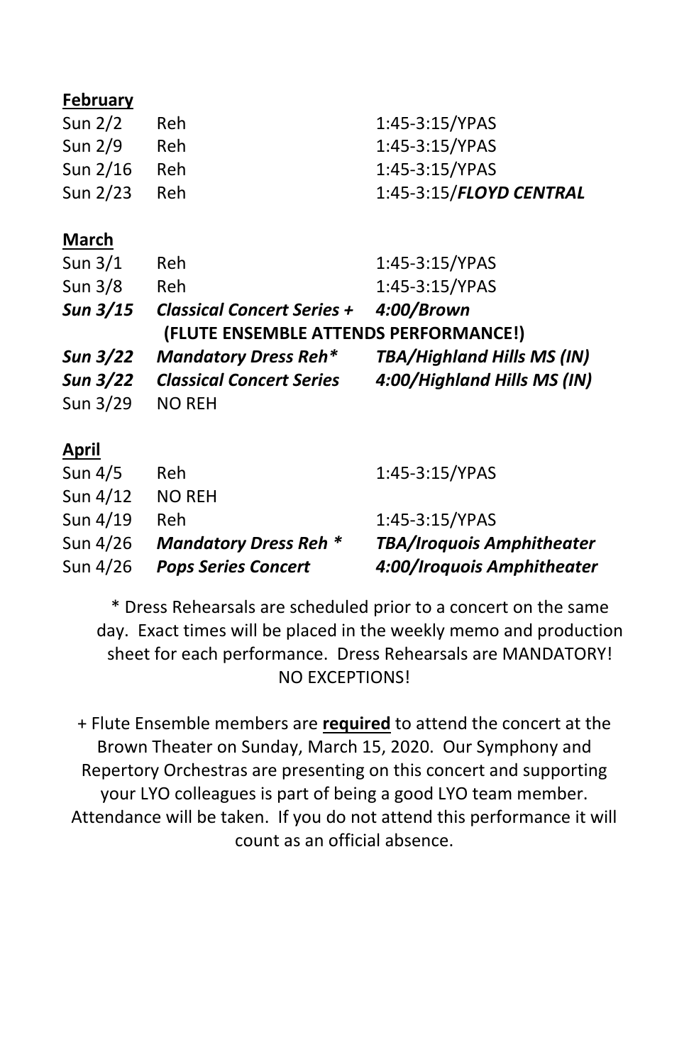**February**

| | | |
|---|---|---|
| Sun 2/2 | Reh | 1:45-3:15/YPAS |
| Sun 2/9 | Reh | 1:45-3:15/YPAS |
| Sun 2/16 | Reh | 1:45-3:15/YPAS |
| Sun 2/23 | Reh | 1:45-3:15/***FLOYD CENTRAL*** |

**March**

| | | |
|---|---|---|
| Sun 3/1 | Reh | 1:45-3:15/YPAS |
| Sun 3/8 | Reh | 1:45-3:15/YPAS |
| ***Sun 3/15*** | ***Classical Concert Series +*** | ***4:00/Brown*** |
| | **(FLUTE ENSEMBLE ATTENDS PERFORMANCE!)** | |
| ***Sun 3/22*** | ***Mandatory Dress Reh**** | ***TBA/Highland Hills MS (IN)*** |
| ***Sun 3/22*** | ***Classical Concert Series*** | ***4:00/Highland Hills MS (IN)*** |
| Sun 3/29 | NO REH | |

**April**

| | | |
|---|---|---|
| Sun 4/5 | Reh | 1:45-3:15/YPAS |
| Sun 4/12 | NO REH | |
| Sun 4/19 | Reh | 1:45-3:15/YPAS |
| Sun 4/26 | ***Mandatory Dress Reh **** | ***TBA/Iroquois Amphitheater*** |
| Sun 4/26 | ***Pops Series Concert*** | ***4:00/Iroquois Amphitheater*** |

\* Dress Rehearsals are scheduled prior to a concert on the same day. Exact times will be placed in the weekly memo and production sheet for each performance. Dress Rehearsals are MANDATORY! NO EXCEPTIONS!

\+ Flute Ensemble members are <u>**required**</u> to attend the concert at the Brown Theater on Sunday, March 15, 2020. Our Symphony and Repertory Orchestras are presenting on this concert and supporting your LYO colleagues is part of being a good LYO team member. Attendance will be taken. If you do not attend this performance it will count as an official absence.